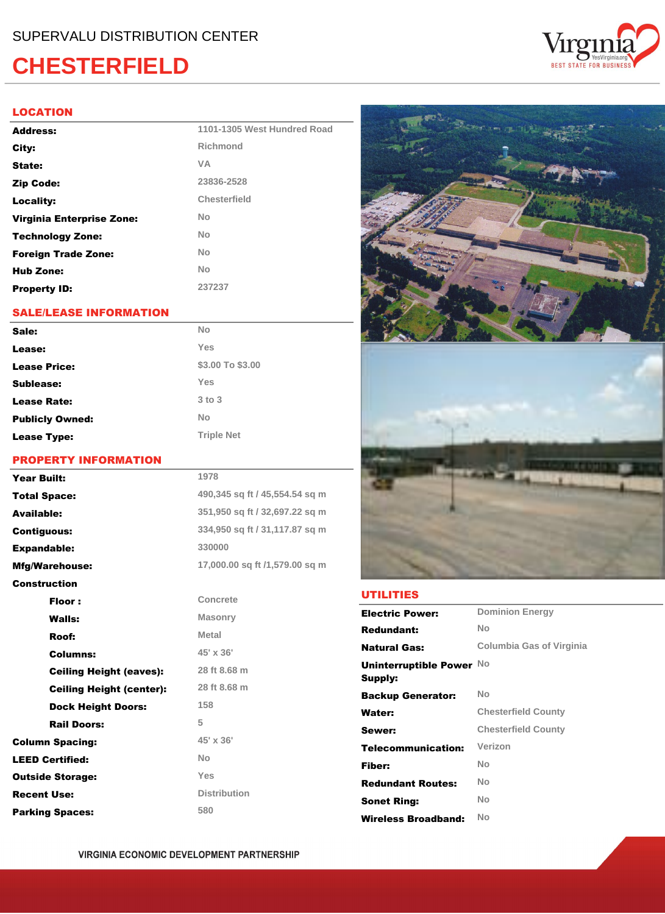SUPERVALU DISTRIBUTION CENTER

# CHESTERFIELD

## LOCATION

| | |
|---|---|
| **Address:** | 1101-1305 West Hundred Road |
| **City:** | Richmond |
| **State:** | VA |
| **Zip Code:** | 23836-2528 |
| **Locality:** | Chesterfield |
| **Virginia Enterprise Zone:** | No |
| **Technology Zone:** | No |
| **Foreign Trade Zone:** | No |
| **Hub Zone:** | No |
| **Property ID:** | 237237 |

## SALE/LEASE INFORMATION

| | |
|---|---|
| **Sale:** | No |
| **Lease:** | Yes |
| **Lease Price:** | $3.00 To $3.00 |
| **Sublease:** | Yes |
| **Lease Rate:** | 3 to 3 |
| **Publicly Owned:** | No |
| **Lease Type:** | Triple Net |

## PROPERTY INFORMATION

| | |
|---|---|
| **Year Built:** | 1978 |
| **Total Space:** | 490,345 sq ft / 45,554.54 sq m |
| **Available:** | 351,950 sq ft / 32,697.22 sq m |
| **Contiguous:** | 334,950 sq ft / 31,117.87 sq m |
| **Expandable:** | 330000 |
| **Mfg/Warehouse:** | 17,000.00 sq ft /1,579.00 sq m |
| **Construction** | |
| **Floor :** | Concrete |
| **Walls:** | Masonry |
| **Roof:** | Metal |
| **Columns:** | 45' x 36' |
| **Ceiling Height (eaves):** | 28 ft 8.68 m |
| **Ceiling Height (center):** | 28 ft 8.68 m |
| **Dock Height Doors:** | 158 |
| **Rail Doors:** | 5 |
| **Column Spacing:** | 45' x 36' |
| **LEED Certified:** | No |
| **Outside Storage:** | Yes |
| **Recent Use:** | Distribution |
| **Parking Spaces:** | 580 |

## UTILITIES

| | |
|---|---|
| **Electric Power:** | Dominion Energy |
| **Redundant:** | No |
| **Natural Gas:** | Columbia Gas of Virginia |
| **Uninterruptible Power Supply:** | No |
| **Backup Generator:** | No |
| **Water:** | Chesterfield County |
| **Sewer:** | Chesterfield County |
| **Telecommunication:** | Verizon |
| **Fiber:** | No |
| **Redundant Routes:** | No |
| **Sonet Ring:** | No |
| **Wireless Broadband:** | No |

VIRGINIA ECONOMIC DEVELOPMENT PARTNERSHIP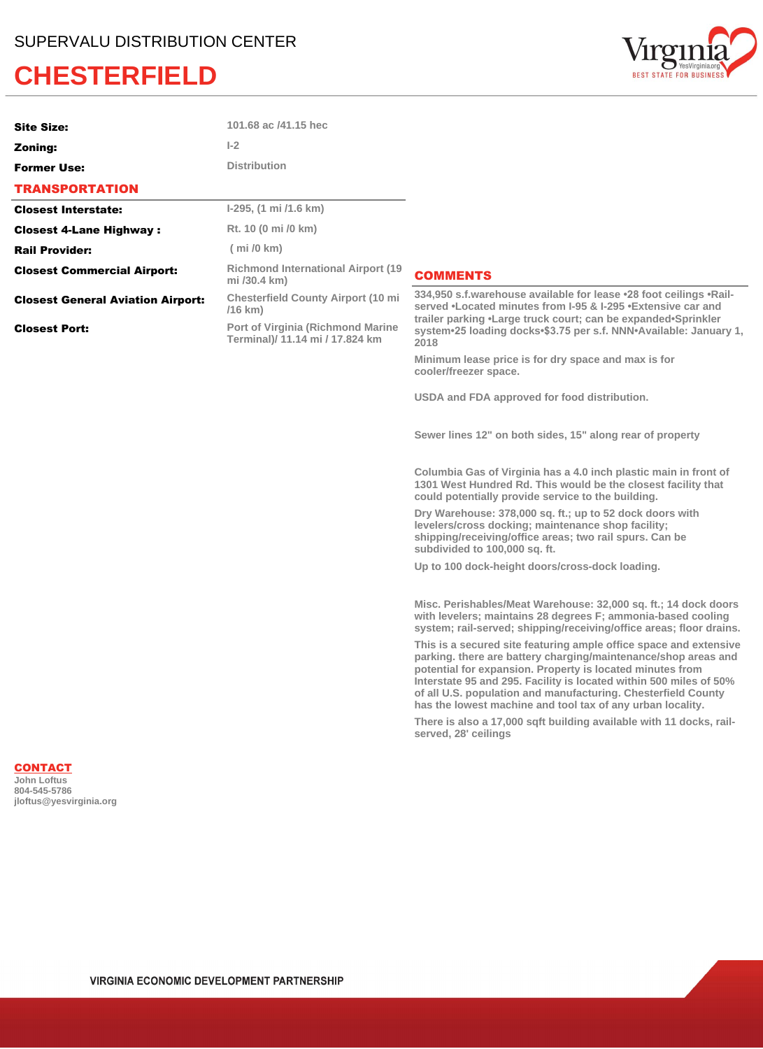SUPERVALU DISTRIBUTION CENTER

# CHESTERFIELD

| | |
|---|---|
| **Site Size:** | 101.68 ac /41.15 hec |
| **Zoning:** | I-2 |
| **Former Use:** | Distribution |

## TRANSPORTATION

| | |
|---|---|
| **Closest Interstate:** | I-295, (1 mi /1.6 km) |
| **Closest 4-Lane Highway :** | Rt. 10 (0 mi /0 km) |
| **Rail Provider:** | ( mi /0 km) |
| **Closest Commercial Airport:** | Richmond International Airport (19 mi /30.4 km) |
| **Closest General Aviation Airport:** | Chesterfield County Airport (10 mi /16 km) |
| **Closest Port:** | Port of Virginia (Richmond Marine Terminal)/ 11.14 mi / 17.824 km |

## COMMENTS

334,950 s.f.warehouse available for lease •28 foot ceilings •Rail-served •Located minutes from I-95 & I-295 •Extensive car and trailer parking •Large truck court; can be expanded•Sprinkler system•25 loading docks•$3.75 per s.f. NNN•Available: January 1, 2018

Minimum lease price is for dry space and max is for cooler/freezer space.

USDA and FDA approved for food distribution.

Sewer lines 12" on both sides, 15" along rear of property

Columbia Gas of Virginia has a 4.0 inch plastic main in front of 1301 West Hundred Rd. This would be the closest facility that could potentially provide service to the building.

Dry Warehouse: 378,000 sq. ft.; up to 52 dock doors with levelers/cross docking; maintenance shop facility; shipping/receiving/office areas; two rail spurs. Can be subdivided to 100,000 sq. ft.

Up to 100 dock-height doors/cross-dock loading.

Misc. Perishables/Meat Warehouse: 32,000 sq. ft.; 14 dock doors with levelers; maintains 28 degrees F; ammonia-based cooling system; rail-served; shipping/receiving/office areas; floor drains.

This is a secured site featuring ample office space and extensive parking. there are battery charging/maintenance/shop areas and potential for expansion. Property is located minutes from Interstate 95 and 295. Facility is located within 500 miles of 50% of all U.S. population and manufacturing. Chesterfield County has the lowest machine and tool tax of any urban locality.

There is also a 17,000 sqft building available with 11 docks, rail-served, 28' ceilings

## CONTACT

John Loftus
804-545-5786
jloftus@yesvirginia.org